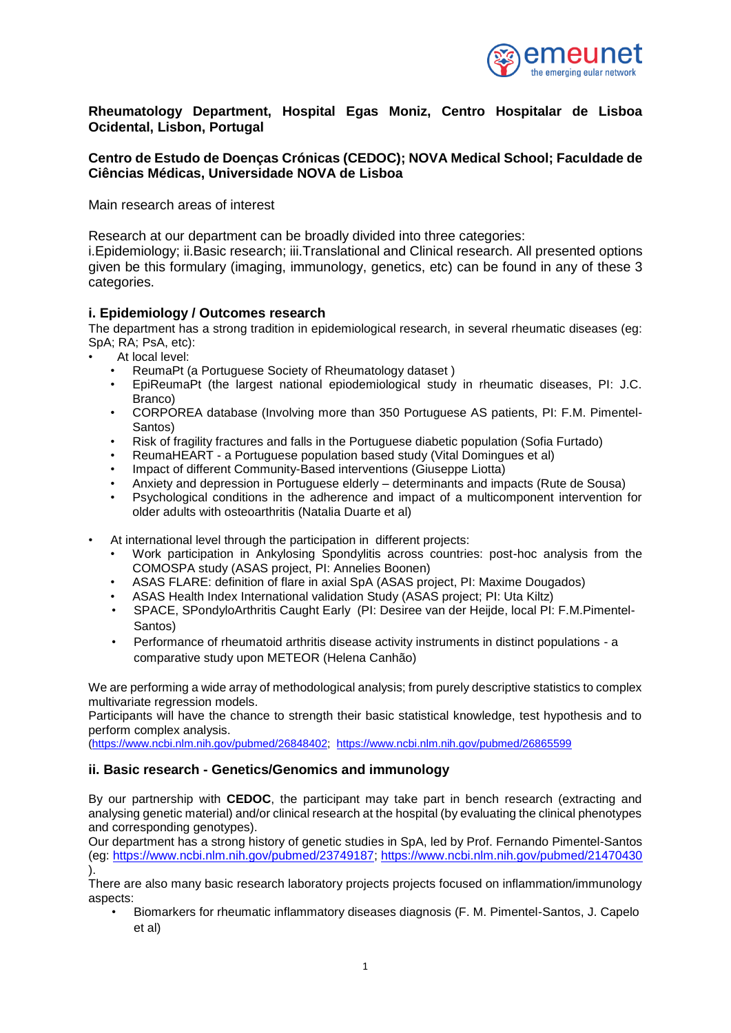**Rheumatology Department, Hospital Egas Moniz, Centro Hospitalar de Lisboa Ocidental, Lisbon, Portugal**

**Centro de Estudo de Doenças Crónicas (CEDOC); NOVA Medical School; Faculdade de Ciências Médicas, Universidade NOVA de Lisboa**

Main research areas of interest

Research at our department can be broadly divided into three categories:
i.Epidemiology; ii.Basic research; iii.Translational and Clinical research. All presented options given be this formulary (imaging, immunology, genetics, etc) can be found in any of these 3 categories.

## i. Epidemiology / Outcomes research

The department has a strong tradition in epidemiological research, in several rheumatic diseases (eg: SpA; RA; PsA, etc):

- At local level:
  - ReumaPt (a Portuguese Society of Rheumatology dataset )
  - EpiReumaPt (the largest national epiodemiological study in rheumatic diseases, PI: J.C. Branco)
  - CORPOREA database (Involving more than 350 Portuguese AS patients, PI: F.M. Pimentel-Santos)
  - Risk of fragility fractures and falls in the Portuguese diabetic population (Sofia Furtado)
  - ReumaHEART - a Portuguese population based study (Vital Domingues et al)
  - Impact of different Community-Based interventions (Giuseppe Liotta)
  - Anxiety and depression in Portuguese elderly – determinants and impacts (Rute de Sousa)
  - Psychological conditions in the adherence and impact of a multicomponent intervention for older adults with osteoarthritis (Natalia Duarte et al)

- At international level through the participation in different projects:
  - Work participation in Ankylosing Spondylitis across countries: post-hoc analysis from the COMOSPA study (ASAS project, PI: Annelies Boonen)
  - ASAS FLARE: definition of flare in axial SpA (ASAS project, PI: Maxime Dougados)
  - ASAS Health Index International validation Study (ASAS project; PI: Uta Kiltz)
  - SPACE, SPondyloArthritis Caught Early (PI: Desiree van der Heijde, local PI: F.M.Pimentel-Santos)
  - Performance of rheumatoid arthritis disease activity instruments in distinct populations - a comparative study upon METEOR (Helena Canhão)

We are performing a wide array of methodological analysis; from purely descriptive statistics to complex multivariate regression models.
Participants will have the chance to strength their basic statistical knowledge, test hypothesis and to perform complex analysis.
(https://www.ncbi.nlm.nih.gov/pubmed/26848402; https://www.ncbi.nlm.nih.gov/pubmed/26865599

## ii. Basic research - Genetics/Genomics and immunology

By our partnership with **CEDOC**, the participant may take part in bench research (extracting and analysing genetic material) and/or clinical research at the hospital (by evaluating the clinical phenotypes and corresponding genotypes).
Our department has a strong history of genetic studies in SpA, led by Prof. Fernando Pimentel-Santos (eg: https://www.ncbi.nlm.nih.gov/pubmed/23749187; https://www.ncbi.nlm.nih.gov/pubmed/21470430 ).
There are also many basic research laboratory projects projects focused on inflammation/immunology aspects:

- Biomarkers for rheumatic inflammatory diseases diagnosis (F. M. Pimentel-Santos, J. Capelo et al)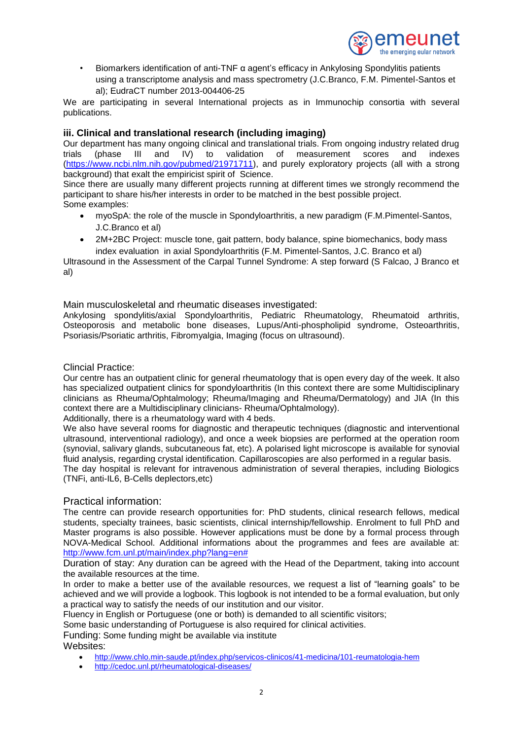- Biomarkers identification of anti-TNF α agent's efficacy in Ankylosing Spondylitis patients using a transcriptome analysis and mass spectrometry (J.C.Branco, F.M. Pimentel-Santos et al); EudraCT number 2013-004406-25

We are participating in several International projects as in Immunochip consortia with several publications.

### iii. Clinical and translational research (including imaging)

Our department has many ongoing clinical and translational trials. From ongoing industry related drug trials (phase III and IV) to validation of measurement scores and indexes (https://www.ncbi.nlm.nih.gov/pubmed/21971711), and purely exploratory projects (all with a strong background) that exalt the empiricist spirit of Science.

Since there are usually many different projects running at different times we strongly recommend the participant to share his/her interests in order to be matched in the best possible project.

Some examples:

- myoSpA: the role of the muscle in Spondyloarthritis, a new paradigm (F.M.Pimentel-Santos, J.C.Branco et al)
- 2M+2BC Project: muscle tone, gait pattern, body balance, spine biomechanics, body mass index evaluation in axial Spondyloarthritis (F.M. Pimentel-Santos, J.C. Branco et al)

Ultrasound in the Assessment of the Carpal Tunnel Syndrome: A step forward (S Falcao, J Branco et al)

Main musculoskeletal and rheumatic diseases investigated:

Ankylosing spondylitis/axial Spondyloarthritis, Pediatric Rheumatology, Rheumatoid arthritis, Osteoporosis and metabolic bone diseases, Lupus/Anti-phospholipid syndrome, Osteoarthritis, Psoriasis/Psoriatic arthritis, Fibromyalgia, Imaging (focus on ultrasound).

Clincial Practice:

Our centre has an outpatient clinic for general rheumatology that is open every day of the week. It also has specialized outpatient clinics for spondyloarthritis (In this context there are some Multidisciplinary clinicians as Rheuma/Ophtalmology; Rheuma/Imaging and Rheuma/Dermatology) and JIA (In this context there are a Multidisciplinary clinicians- Rheuma/Ophtalmology).

Additionally, there is a rheumatology ward with 4 beds.

We also have several rooms for diagnostic and therapeutic techniques (diagnostic and interventional ultrasound, interventional radiology), and once a week biopsies are performed at the operation room (synovial, salivary glands, subcutaneous fat, etc). A polarised light microscope is available for synovial fluid analysis, regarding crystal identification. Capillaroscopies are also performed in a regular basis.

The day hospital is relevant for intravenous administration of several therapies, including Biologics (TNFi, anti-IL6, B-Cells deplectors,etc)

Practical information:

The centre can provide research opportunities for: PhD students, clinical research fellows, medical students, specialty trainees, basic scientists, clinical internship/fellowship. Enrolment to full PhD and Master programs is also possible. However applications must be done by a formal process through NOVA-Medical School. Additional informations about the programmes and fees are available at: http://www.fcm.unl.pt/main/index.php?lang=en#

Duration of stay: Any duration can be agreed with the Head of the Department, taking into account the available resources at the time.

In order to make a better use of the available resources, we request a list of "learning goals" to be achieved and we will provide a logbook. This logbook is not intended to be a formal evaluation, but only a practical way to satisfy the needs of our institution and our visitor.

Fluency in English or Portuguese (one or both) is demanded to all scientific visitors;

Some basic understanding of Portuguese is also required for clinical activities.

Funding: Some funding might be available via institute

Websites:

- http://www.chlo.min-saude.pt/index.php/servicos-clinicos/41-medicina/101-reumatologia-hem
- http://cedoc.unl.pt/rheumatological-diseases/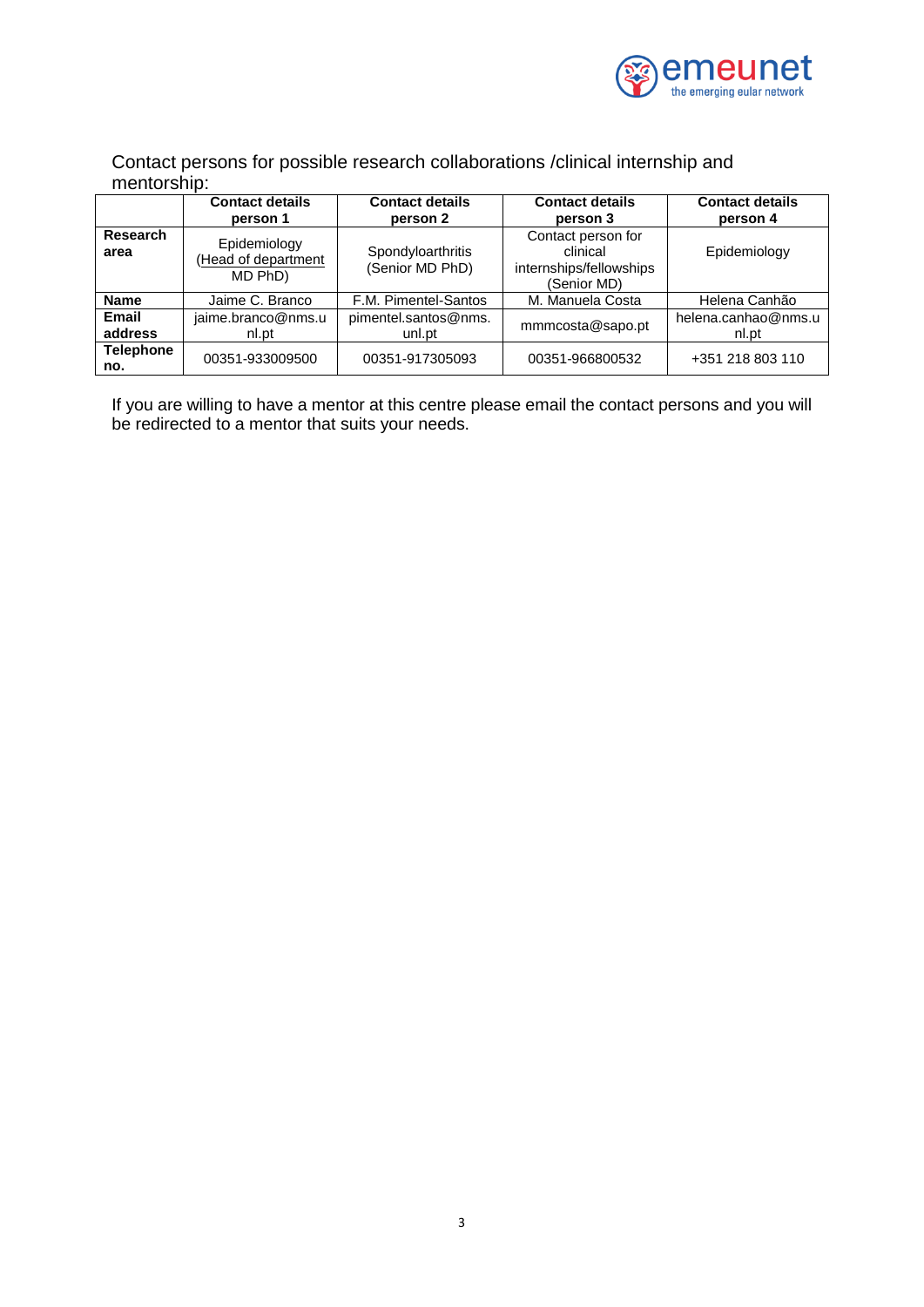Contact persons for possible research collaborations /clinical internship and mentorship:

| | Contact details person 1 | Contact details person 2 | Contact details person 3 | Contact details person 4 |
|---|---|---|---|---|
| **Research area** | Epidemiology (Head of department MD PhD) | Spondyloarthritis (Senior MD PhD) | Contact person for clinical internships/fellowships (Senior MD) | Epidemiology |
| **Name** | Jaime C. Branco | F.M. Pimentel-Santos | M. Manuela Costa | Helena Canhão |
| **Email address** | jaime.branco@nms.unl.pt | pimentel.santos@nms.unl.pt | mmmcosta@sapo.pt | helena.canhao@nms.unl.pt |
| **Telephone no.** | 00351-933009500 | 00351-917305093 | 00351-966800532 | +351 218 803 110 |

If you are willing to have a mentor at this centre please email the contact persons and you will be redirected to a mentor that suits your needs.